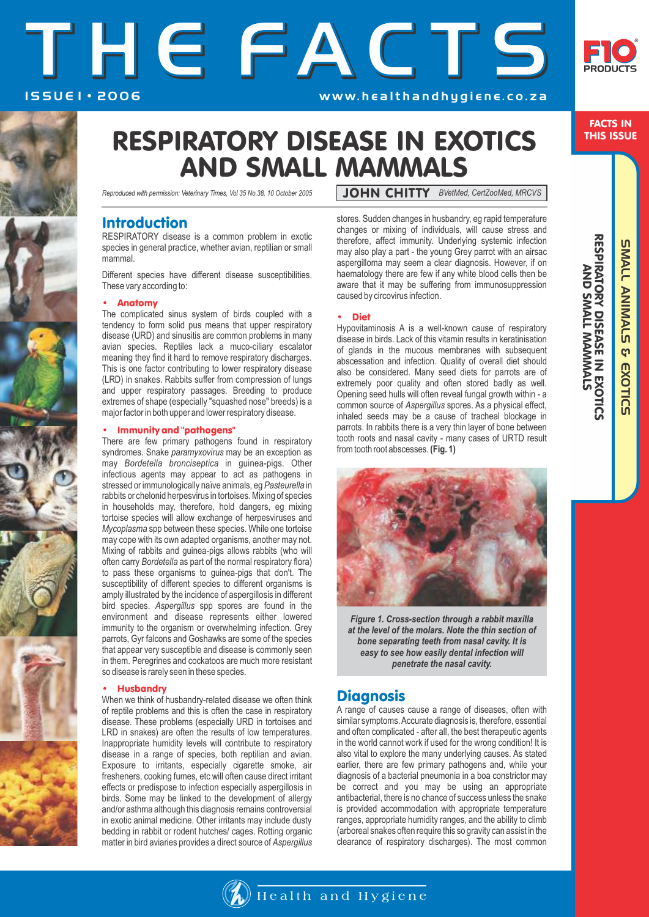# RESPIRATORY DISEASE IN EXOTICS AND SMALL MAMMALS

*Reproduced with permission: Veterinary Times, Vol 35 No.38, 10 October 2005*

**JOHN CHITTY** *BVetMed, CertZooMed, MRCVS*

## Introduction

RESPIRATORY disease is a common problem in exotic species in general practice, whether avian, reptilian or small mammal.

Different species have different disease susceptibilities. These vary according to:

### • Anatomy

The complicated sinus system of birds coupled with a tendency to form solid pus means that upper respiratory disease (URD) and sinusitis are common problems in many avian species. Reptiles lack a muco-ciliary escalator meaning they find it hard to remove respiratory discharges. This is one factor contributing to lower respiratory disease (LRD) in snakes. Rabbits suffer from compression of lungs and upper respiratory passages. Breeding to produce extremes of shape (especially "squashed nose" breeds) is a major factor in both upper and lower respiratory disease.

### • Immunity and "pathogens"

There are few primary pathogens found in respiratory syndromes. Snake *paramyxovirus* may be an exception as may *Bordetella bronciseptica* in guinea-pigs. Other infectious agents may appear to act as pathogens in stressed or immunologically naïve animals, eg *Pasteurella* in rabbits or chelonid herpesvirus in tortoises. Mixing of species in households may, therefore, hold dangers, eg mixing tortoise species will allow exchange of herpesviruses and *Mycoplasma* spp between these species. While one tortoise may cope with its own adapted organisms, another may not. Mixing of rabbits and guinea-pigs allows rabbits (who will often carry *Bordetella* as part of the normal respiratory flora) to pass these organisms to guinea-pigs that don't. The susceptibility of different species to different organisms is amply illustrated by the incidence of aspergillosis in different bird species. *Aspergillus* spp spores are found in the environment and disease represents either lowered immunity to the organism or overwhelming infection. Grey parrots, Gyr falcons and Goshawks are some of the species that appear very susceptible and disease is commonly seen in them. Peregrines and cockatoos are much more resistant so disease is rarely seen in these species.

### • Husbandry

When we think of husbandry-related disease we often think of reptile problems and this is often the case in respiratory disease. These problems (especially URD in tortoises and LRD in snakes) are often the results of low temperatures. Inappropriate humidity levels will contribute to respiratory disease in a range of species, both reptilian and avian. Exposure to irritants, especially cigarette smoke, air fresheners, cooking fumes, etc will often cause direct irritant effects or predispose to infection especially aspergillosis in birds. Some may be linked to the development of allergy and/or asthma although this diagnosis remains controversial in exotic animal medicine. Other irritants may include dusty bedding in rabbit or rodent hutches/ cages. Rotting organic matter in bird aviaries provides a direct source of *Aspergillus* stores. Sudden changes in husbandry, eg rapid temperature changes or mixing of individuals, will cause stress and therefore, affect immunity. Underlying systemic infection may also play a part - the young Grey parrot with an airsac aspergilloma may seem a clear diagnosis. However, if on haematology there are few if any white blood cells then be aware that it may be suffering from immunosuppression caused by circovirus infection.

### • Diet

Hypovitaminosis A is a well-known cause of respiratory disease in birds. Lack of this vitamin results in keratinisation of glands in the mucous membranes with subsequent abscessation and infection. Quality of overall diet should also be considered. Many seed diets for parrots are of extremely poor quality and often stored badly as well. Opening seed hulls will often reveal fungal growth within - a common source of *Aspergillus* spores. As a physical effect, inhaled seeds may be a cause of tracheal blockage in parrots. In rabbits there is a very thin layer of bone between tooth roots and nasal cavity - many cases of URTD result from tooth root abscesses. **(Fig. 1)**

***Figure 1. Cross-section through a rabbit maxilla at the level of the molars. Note the thin section of bone separating teeth from nasal cavity. It is easy to see how easily dental infection will penetrate the nasal cavity.***

## Diagnosis

A range of causes cause a range of diseases, often with similar symptoms. Accurate diagnosis is, therefore, essential and often complicated - after all, the best therapeutic agents in the world cannot work if used for the wrong condition! It is also vital to explore the many underlying causes. As stated earlier, there are few primary pathogens and, while your diagnosis of a bacterial pneumonia in a boa constrictor may be correct and you may be using an appropriate antibacterial, there is no chance of success unless the snake is provided accommodation with appropriate temperature ranges, appropriate humidity ranges, and the ability to climb (arboreal snakes often require this so gravity can assist in the clearance of respiratory discharges). The most common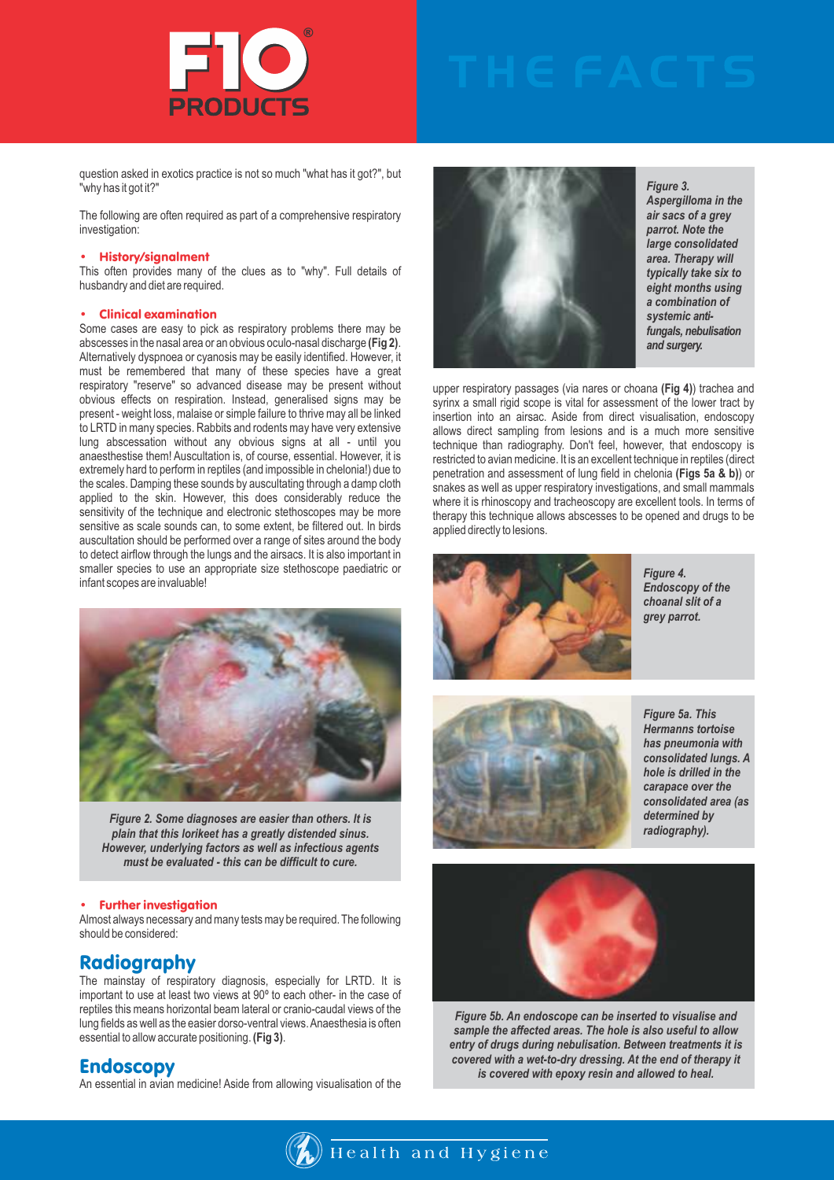question asked in exotics practice is not so much "what has it got?", but "why has it got it?"

The following are often required as part of a comprehensive respiratory investigation:

- **History/signalment**

This often provides many of the clues as to "why". Full details of husbandry and diet are required.

- **Clinical examination**

Some cases are easy to pick as respiratory problems there may be abscesses in the nasal area or an obvious oculo-nasal discharge **(Fig 2)**. Alternatively dyspnoea or cyanosis may be easily identified. However, it must be remembered that many of these species have a great respiratory "reserve" so advanced disease may be present without obvious effects on respiration. Instead, generalised signs may be present - weight loss, malaise or simple failure to thrive may all be linked to LRTD in many species. Rabbits and rodents may have very extensive lung abscessation without any obvious signs at all - until you anaesthestise them! Auscultation is, of course, essential. However, it is extremely hard to perform in reptiles (and impossible in chelonia!) due to the scales. Damping these sounds by auscultating through a damp cloth applied to the skin. However, this does considerably reduce the sensitivity of the technique and electronic stethoscopes may be more sensitive as scale sounds can, to some extent, be filtered out. In birds auscultation should be performed over a range of sites around the body to detect airflow through the lungs and the airsacs. It is also important in smaller species to use an appropriate size stethoscope paediatric or infant scopes are invaluable!

*Figure 2. Some diagnoses are easier than others. It is plain that this lorikeet has a greatly distended sinus. However, underlying factors as well as infectious agents must be evaluated - this can be difficult to cure.*

- **Further investigation**

Almost always necessary and many tests may be required. The following should be considered:

## Radiography

The mainstay of respiratory diagnosis, especially for LRTD. It is important to use at least two views at 90º to each other- in the case of reptiles this means horizontal beam lateral or cranio-caudal views of the lung fields as well as the easier dorso-ventral views. Anaesthesia is often essential to allow accurate positioning. **(Fig 3)**.

*Figure 3. Aspergilloma in the air sacs of a grey parrot. Note the large consolidated area. Therapy will typically take six to eight months using a combination of systemic anti-fungals, nebulisation and surgery.*

## Endoscopy

An essential in avian medicine! Aside from allowing visualisation of the upper respiratory passages (via nares or choana **(Fig 4)**) trachea and syrinx a small rigid scope is vital for assessment of the lower tract by insertion into an airsac. Aside from direct visualisation, endoscopy allows direct sampling from lesions and is a much more sensitive technique than radiography. Don't feel, however, that endoscopy is restricted to avian medicine. It is an excellent technique in reptiles (direct penetration and assessment of lung field in chelonia **(Figs 5a & b)**) or snakes as well as upper respiratory investigations, and small mammals where it is rhinoscopy and tracheoscopy are excellent tools. In terms of therapy this technique allows abscesses to be opened and drugs to be applied directly to lesions.

*Figure 4. Endoscopy of the choanal slit of a grey parrot.*

*Figure 5a. This Hermanns tortoise has pneumonia with consolidated lungs. A hole is drilled in the carapace over the consolidated area (as determined by radiography).*

*Figure 5b. An endoscope can be inserted to visualise and sample the affected areas. The hole is also useful to allow entry of drugs during nebulisation. Between treatments it is covered with a wet-to-dry dressing. At the end of therapy it is covered with epoxy resin and allowed to heal.*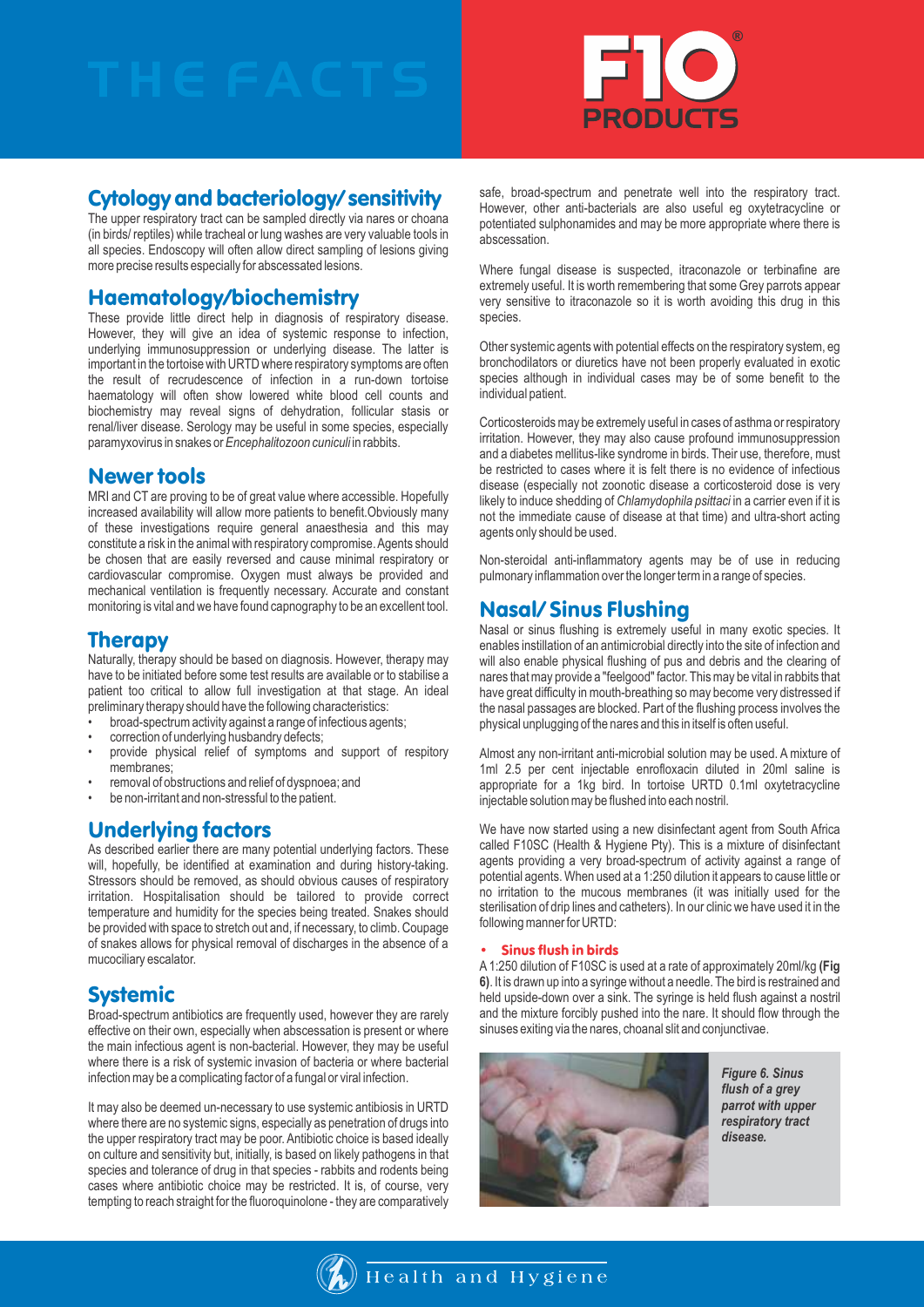## Cytology and bacteriology/ sensitivity

The upper respiratory tract can be sampled directly via nares or choana (in birds/ reptiles) while tracheal or lung washes are very valuable tools in all species. Endoscopy will often allow direct sampling of lesions giving more precise results especially for abscessated lesions.

## Haematology/biochemistry

These provide little direct help in diagnosis of respiratory disease. However, they will give an idea of systemic response to infection, underlying immunosuppression or underlying disease. The latter is important in the tortoise with URTD where respiratory symptoms are often the result of recrudescence of infection in a run-down tortoise haematology will often show lowered white blood cell counts and biochemistry may reveal signs of dehydration, follicular stasis or renal/liver disease. Serology may be useful in some species, especially paramyxovirus in snakes or *Encephalitozoon cuniculi* in rabbits.

## Newer tools

MRI and CT are proving to be of great value where accessible. Hopefully increased availability will allow more patients to benefit.Obviously many of these investigations require general anaesthesia and this may constitute a risk in the animal with respiratory compromise. Agents should be chosen that are easily reversed and cause minimal respiratory or cardiovascular compromise. Oxygen must always be provided and mechanical ventilation is frequently necessary. Accurate and constant monitoring is vital and we have found capnography to be an excellent tool.

## Therapy

Naturally, therapy should be based on diagnosis. However, therapy may have to be initiated before some test results are available or to stabilise a patient too critical to allow full investigation at that stage. An ideal preliminary therapy should have the following characteristics:

- broad-spectrum activity against a range of infectious agents;
- correction of underlying husbandry defects;
- provide physical relief of symptoms and support of respitory membranes;
- removal of obstructions and relief of dyspnoea; and
- be non-irritant and non-stressful to the patient.

## Underlying factors

As described earlier there are many potential underlying factors. These will, hopefully, be identified at examination and during history-taking. Stressors should be removed, as should obvious causes of respiratory irritation. Hospitalisation should be tailored to provide correct temperature and humidity for the species being treated. Snakes should be provided with space to stretch out and, if necessary, to climb. Coupage of snakes allows for physical removal of discharges in the absence of a mucociliary escalator.

## Systemic

Broad-spectrum antibiotics are frequently used, however they are rarely effective on their own, especially when abscessation is present or where the main infectious agent is non-bacterial. However, they may be useful where there is a risk of systemic invasion of bacteria or where bacterial infection may be a complicating factor of a fungal or viral infection.

It may also be deemed un-necessary to use systemic antibiosis in URTD where there are no systemic signs, especially as penetration of drugs into the upper respiratory tract may be poor. Antibiotic choice is based ideally on culture and sensitivity but, initially, is based on likely pathogens in that species and tolerance of drug in that species - rabbits and rodents being cases where antibiotic choice may be restricted. It is, of course, very tempting to reach straight for the fluoroquinolone - they are comparatively safe, broad-spectrum and penetrate well into the respiratory tract. However, other anti-bacterials are also useful eg oxytetracycline or potentiated sulphonamides and may be more appropriate where there is abscessation.

Where fungal disease is suspected, itraconazole or terbinafine are extremely useful. It is worth remembering that some Grey parrots appear very sensitive to itraconazole so it is worth avoiding this drug in this species.

Other systemic agents with potential effects on the respiratory system, eg bronchodilators or diuretics have not been properly evaluated in exotic species although in individual cases may be of some benefit to the individual patient.

Corticosteroids may be extremely useful in cases of asthma or respiratory irritation. However, they may also cause profound immunosuppression and a diabetes mellitus-like syndrome in birds. Their use, therefore, must be restricted to cases where it is felt there is no evidence of infectious disease (especially not zoonotic disease a corticosteroid dose is very likely to induce shedding of *Chlamydophila psittaci* in a carrier even if it is not the immediate cause of disease at that time) and ultra-short acting agents only should be used.

Non-steroidal anti-inflammatory agents may be of use in reducing pulmonary inflammation over the longer term in a range of species.

## Nasal/ Sinus Flushing

Nasal or sinus flushing is extremely useful in many exotic species. It enables instillation of an antimicrobial directly into the site of infection and will also enable physical flushing of pus and debris and the clearing of nares that may provide a "feelgood" factor. This may be vital in rabbits that have great difficulty in mouth-breathing so may become very distressed if the nasal passages are blocked. Part of the flushing process involves the physical unplugging of the nares and this in itself is often useful.

Almost any non-irritant anti-microbial solution may be used. A mixture of 1ml 2.5 per cent injectable enrofloxacin diluted in 20ml saline is appropriate for a 1kg bird. In tortoise URTD 0.1ml oxytetracycline injectable solution may be flushed into each nostril.

We have now started using a new disinfectant agent from South Africa called F10SC (Health & Hygiene Pty). This is a mixture of disinfectant agents providing a very broad-spectrum of activity against a range of potential agents. When used at a 1:250 dilution it appears to cause little or no irritation to the mucous membranes (it was initially used for the sterilisation of drip lines and catheters). In our clinic we have used it in the following manner for URTD:

- **Sinus flush in birds**

A 1:250 dilution of F10SC is used at a rate of approximately 20ml/kg **(Fig 6)**. It is drawn up into a syringe without a needle. The bird is restrained and held upside-down over a sink. The syringe is held flush against a nostril and the mixture forcibly pushed into the nare. It should flow through the sinuses exiting via the nares, choanal slit and conjunctivae.

*Figure 6. Sinus flush of a grey parrot with upper respiratory tract disease.*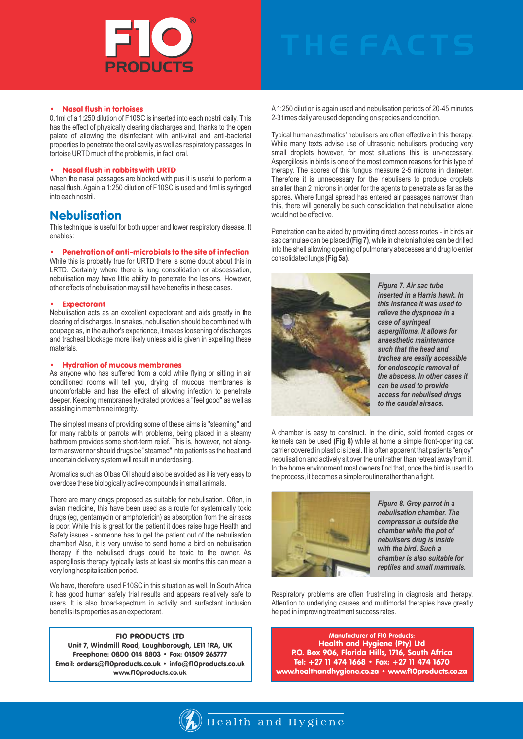- **Nasal flush in tortoises**

0.1ml of a 1:250 dilution of F10SC is inserted into each nostril daily. This has the effect of physically clearing discharges and, thanks to the open palate of allowing the disinfectant with anti-viral and anti-bacterial properties to penetrate the oral cavity as well as respiratory passages. In tortoise URTD much of the problem is, in fact, oral.

- **Nasal flush in rabbits with URTD**

When the nasal passages are blocked with pus it is useful to perform a nasal flush. Again a 1:250 dilution of F10SC is used and 1ml is syringed into each nostril.

## Nebulisation

This technique is useful for both upper and lower respiratory disease. It enables:

- **Penetration of anti-microbials to the site of infection**

While this is probably true for URTD there is some doubt about this in LRTD. Certainly where there is lung consolidation or abscessation, nebulisation may have little ability to penetrate the lesions. However, other effects of nebulisation may still have benefits in these cases.

- **Expectorant**

Nebulisation acts as an excellent expectorant and aids greatly in the clearing of discharges. In snakes, nebulisation should be combined with coupage as, in the author's experience, it makes loosening of discharges and tracheal blockage more likely unless aid is given in expelling these materials.

- **Hydration of mucous membranes**

As anyone who has suffered from a cold while flying or sitting in air conditioned rooms will tell you, drying of mucous membranes is uncomfortable and has the effect of allowing infection to penetrate deeper. Keeping membranes hydrated provides a "feel good" as well as assisting in membrane integrity.

The simplest means of providing some of these aims is "steaming" and for many rabbits or parrots with problems, being placed in a steamy bathroom provides some short-term relief. This is, however, not along-term answer nor should drugs be "steamed" into patients as the heat and uncertain delivery system will result in underdosing.

Aromatics such as Olbas Oil should also be avoided as it is very easy to overdose these biologically active compounds in small animals.

There are many drugs proposed as suitable for nebulisation. Often, in avian medicine, this have been used as a route for systemically toxic drugs (eg, gentamycin or amphotericin) as absorption from the air sacs is poor. While this is great for the patient it does raise huge Health and Safety issues - someone has to get the patient out of the nebulisation chamber! Also, it is very unwise to send home a bird on nebulisation therapy if the nebulised drugs could be toxic to the owner. As aspergillosis therapy typically lasts at least six months this can mean a very long hospitalisation period.

We have, therefore, used F10SC in this situation as well. In South Africa it has good human safety trial results and appears relatively safe to users. It is also broad-spectrum in activity and surfactant inclusion benefits its properties as an expectorant.

A 1:250 dilution is again used and nebulisation periods of 20-45 minutes 2-3 times daily are used depending on species and condition.

Typical human asthmatics' nebulisers are often effective in this therapy. While many texts advise use of ultrasonic nebulisers producing very small droplets however, for most situations this is un-necessary. Aspergillosis in birds is one of the most common reasons for this type of therapy. The spores of this fungus measure 2-5 microns in diameter. Therefore it is unnecessary for the nebulisers to produce droplets smaller than 2 microns in order for the agents to penetrate as far as the spores. Where fungal spread has entered air passages narrower than this, there will generally be such consolidation that nebulisation alone would not be effective.

Penetration can be aided by providing direct access routes - in birds air sac cannulae can be placed **(Fig 7)**, while in chelonia holes can be drilled into the shell allowing opening of pulmonary abscesses and drug to enter consolidated lungs **(Fig 5a)**.

***Figure 7. Air sac tube inserted in a Harris hawk. In this instance it was used to relieve the dyspnoea in a case of syringeal aspergilloma. It allows for anaesthetic maintenance such that the head and trachea are easily accessible for endoscopic removal of the abscess. In other cases it can be used to provide access for nebulised drugs to the caudal airsacs.***

A chamber is easy to construct. In the clinic, solid fronted cages or kennels can be used **(Fig 8)** while at home a simple front-opening cat carrier covered in plastic is ideal. It is often apparent that patients "enjoy" nebulisation and actively sit over the unit rather than retreat away from it. In the home environment most owners find that, once the bird is used to the process, it becomes a simple routine rather than a fight.

***Figure 8. Grey parrot in a nebulisation chamber. The compressor is outside the chamber while the pot of nebulisers drug is inside with the bird. Such a chamber is also suitable for reptiles and small mammals.***

Respiratory problems are often frustrating in diagnosis and therapy. Attention to underlying causes and multimodal therapies have greatly helped in improving treatment success rates.

**F10 PRODUCTS LTD**
**Unit 7, Windmill Road, Loughborough, LE11 1RA, UK**
**Freephone: 0800 014 8803 • Fax: 01509 265777**
**Email: orders@f10products.co.uk • info@f10products.co.uk**
**www.f10products.co.uk**

**Manufacturer of F10 Products:**
**Health and Hygiene (Pty) Ltd**
**P.O. Box 906, Florida Hills, 1716, South Africa**
**Tel: +27 11 474 1668 • Fax: +27 11 474 1670**
**www.healthandhygiene.co.za • www.f10products.co.za**